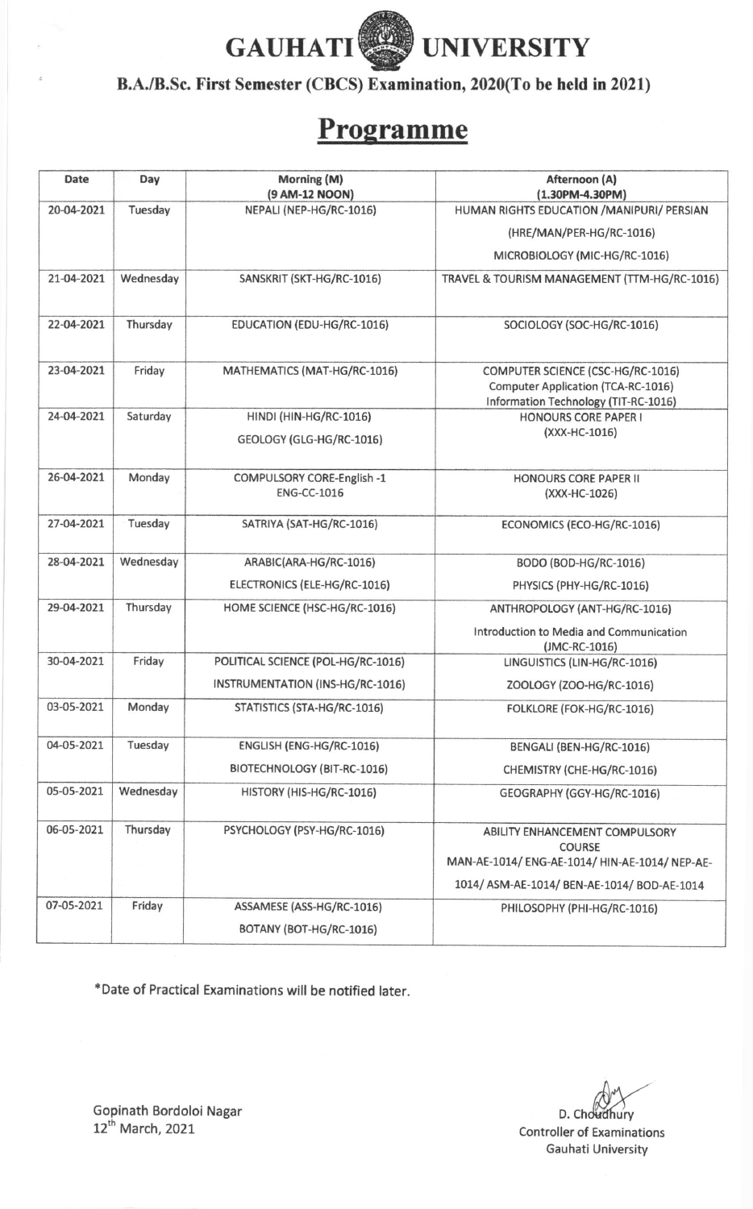# GAUHATI UNIVERSITY

**B.A./B.Sc. First Semester (CBCS) Examination, 2020(To be held in 2021)**

## Programme

| Date | Day | Morning (M) (9 AM-12 NOON) | Afternoon (A) (1.30PM-4.30PM) |
|---|---|---|---|
| 20-04-2021 | Tuesday | NEPALI (NEP-HG/RC-1016) | HUMAN RIGHTS EDUCATION /MANIPURI/ PERSIAN (HRE/MAN/PER-HG/RC-1016) MICROBIOLOGY (MIC-HG/RC-1016) |
| 21-04-2021 | Wednesday | SANSKRIT (SKT-HG/RC-1016) | TRAVEL & TOURISM MANAGEMENT (TTM-HG/RC-1016) |
| 22-04-2021 | Thursday | EDUCATION (EDU-HG/RC-1016) | SOCIOLOGY (SOC-HG/RC-1016) |
| 23-04-2021 | Friday | MATHEMATICS (MAT-HG/RC-1016) | COMPUTER SCIENCE (CSC-HG/RC-1016) Computer Application (TCA-RC-1016) Information Technology (TIT-RC-1016) |
| 24-04-2021 | Saturday | HINDI (HIN-HG/RC-1016) GEOLOGY (GLG-HG/RC-1016) | HONOURS CORE PAPER I (XXX-HC-1016) |
| 26-04-2021 | Monday | COMPULSORY CORE-English -1 ENG-CC-1016 | HONOURS CORE PAPER II (XXX-HC-1026) |
| 27-04-2021 | Tuesday | SATRIYA (SAT-HG/RC-1016) | ECONOMICS (ECO-HG/RC-1016) |
| 28-04-2021 | Wednesday | ARABIC(ARA-HG/RC-1016) ELECTRONICS (ELE-HG/RC-1016) | BODO (BOD-HG/RC-1016) PHYSICS (PHY-HG/RC-1016) |
| 29-04-2021 | Thursday | HOME SCIENCE (HSC-HG/RC-1016) | ANTHROPOLOGY (ANT-HG/RC-1016) Introduction to Media and Communication (JMC-RC-1016) |
| 30-04-2021 | Friday | POLITICAL SCIENCE (POL-HG/RC-1016) INSTRUMENTATION (INS-HG/RC-1016) | LINGUISTICS (LIN-HG/RC-1016) ZOOLOGY (ZOO-HG/RC-1016) |
| 03-05-2021 | Monday | STATISTICS (STA-HG/RC-1016) | FOLKLORE (FOK-HG/RC-1016) |
| 04-05-2021 | Tuesday | ENGLISH (ENG-HG/RC-1016) BIOTECHNOLOGY (BIT-RC-1016) | BENGALI (BEN-HG/RC-1016) CHEMISTRY (CHE-HG/RC-1016) |
| 05-05-2021 | Wednesday | HISTORY (HIS-HG/RC-1016) | GEOGRAPHY (GGY-HG/RC-1016) |
| 06-05-2021 | Thursday | PSYCHOLOGY (PSY-HG/RC-1016) | ABILITY ENHANCEMENT COMPULSORY COURSE MAN-AE-1014/ ENG-AE-1014/ HIN-AE-1014/ NEP-AE-1014/ ASM-AE-1014/ BEN-AE-1014/ BOD-AE-1014 |
| 07-05-2021 | Friday | ASSAMESE (ASS-HG/RC-1016) BOTANY (BOT-HG/RC-1016) | PHILOSOPHY (PHI-HG/RC-1016) |

*Date of Practical Examinations will be notified later.

Gopinath Bordoloi Nagar
12th March, 2021

D. Choudhury
Controller of Examinations
Gauhati University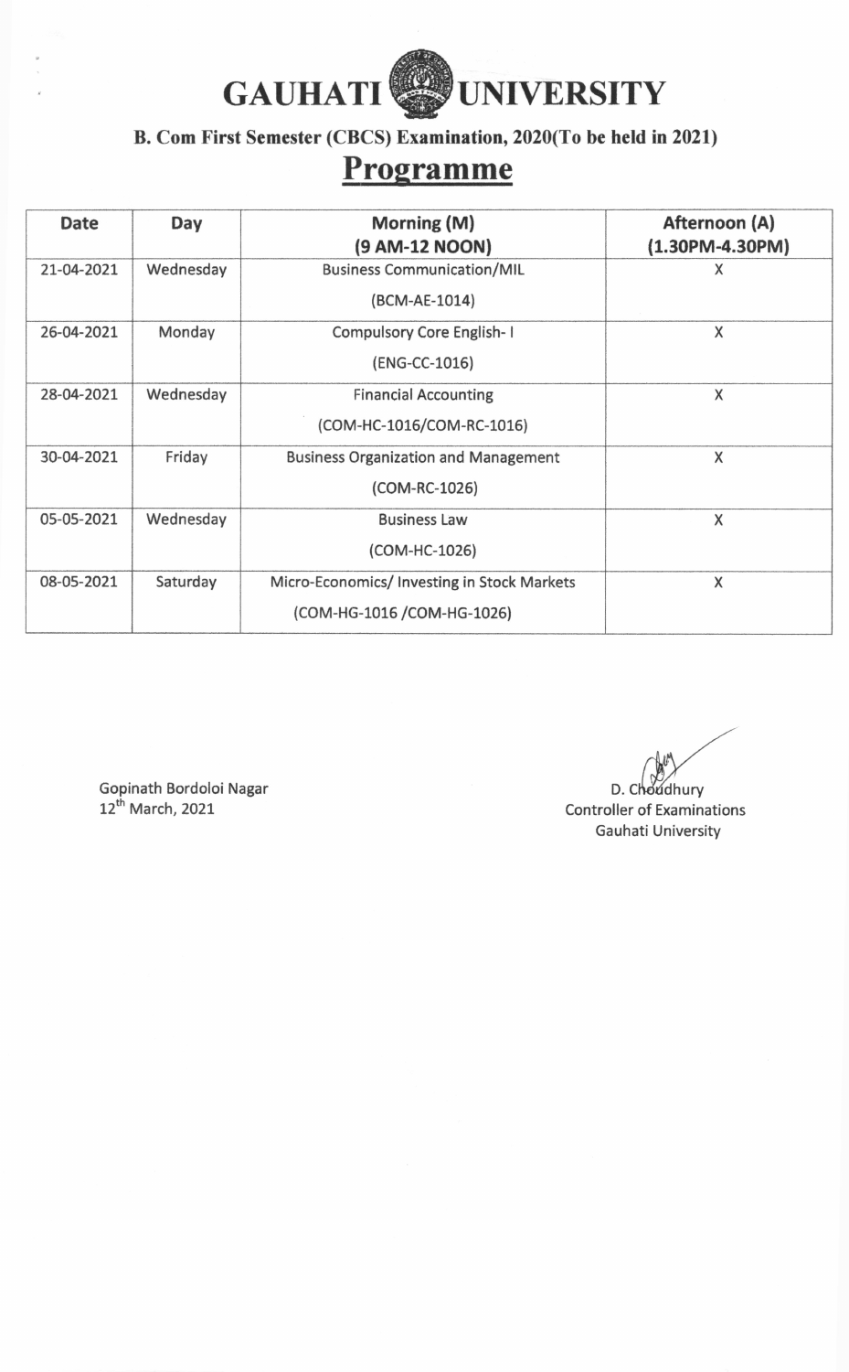# GAUHATI UNIVERSITY

**B. Com First Semester (CBCS) Examination, 2020(To be held in 2021)**

## Programme

| Date | Day | Morning (M) (9 AM-12 NOON) | Afternoon (A) (1.30PM-4.30PM) |
|---|---|---|---|
| 21-04-2021 | Wednesday | Business Communication/MIL (BCM-AE-1014) | X |
| 26-04-2021 | Monday | Compulsory Core English- I (ENG-CC-1016) | X |
| 28-04-2021 | Wednesday | Financial Accounting (COM-HC-1016/COM-RC-1016) | X |
| 30-04-2021 | Friday | Business Organization and Management (COM-RC-1026) | X |
| 05-05-2021 | Wednesday | Business Law (COM-HC-1026) | X |
| 08-05-2021 | Saturday | Micro-Economics/ Investing in Stock Markets (COM-HG-1016 /COM-HG-1026) | X |

Gopinath Bordoloi Nagar
12th March, 2021

D. Choudhury
Controller of Examinations
Gauhati University